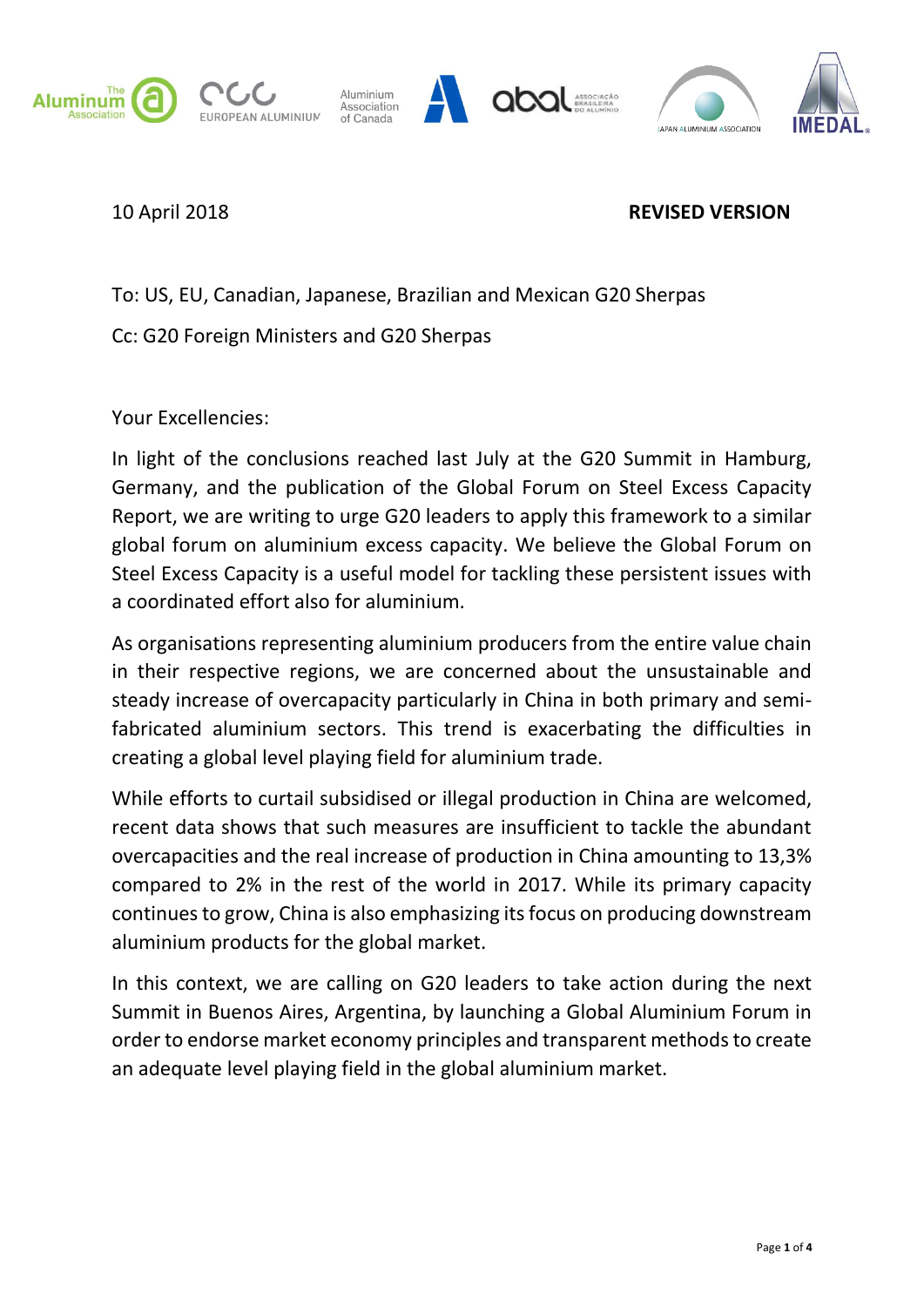10 April 2018 **REVISED VERSION**

To: US, EU, Canadian, Japanese, Brazilian and Mexican G20 Sherpas

Cc: G20 Foreign Ministers and G20 Sherpas

Your Excellencies:

In light of the conclusions reached last July at the G20 Summit in Hamburg, Germany, and the publication of the Global Forum on Steel Excess Capacity Report, we are writing to urge G20 leaders to apply this framework to a similar global forum on aluminium excess capacity. We believe the Global Forum on Steel Excess Capacity is a useful model for tackling these persistent issues with a coordinated effort also for aluminium.

As organisations representing aluminium producers from the entire value chain in their respective regions, we are concerned about the unsustainable and steady increase of overcapacity particularly in China in both primary and semi-fabricated aluminium sectors. This trend is exacerbating the difficulties in creating a global level playing field for aluminium trade.

While efforts to curtail subsidised or illegal production in China are welcomed, recent data shows that such measures are insufficient to tackle the abundant overcapacities and the real increase of production in China amounting to 13,3% compared to 2% in the rest of the world in 2017. While its primary capacity continues to grow, China is also emphasizing its focus on producing downstream aluminium products for the global market.

In this context, we are calling on G20 leaders to take action during the next Summit in Buenos Aires, Argentina, by launching a Global Aluminium Forum in order to endorse market economy principles and transparent methods to create an adequate level playing field in the global aluminium market.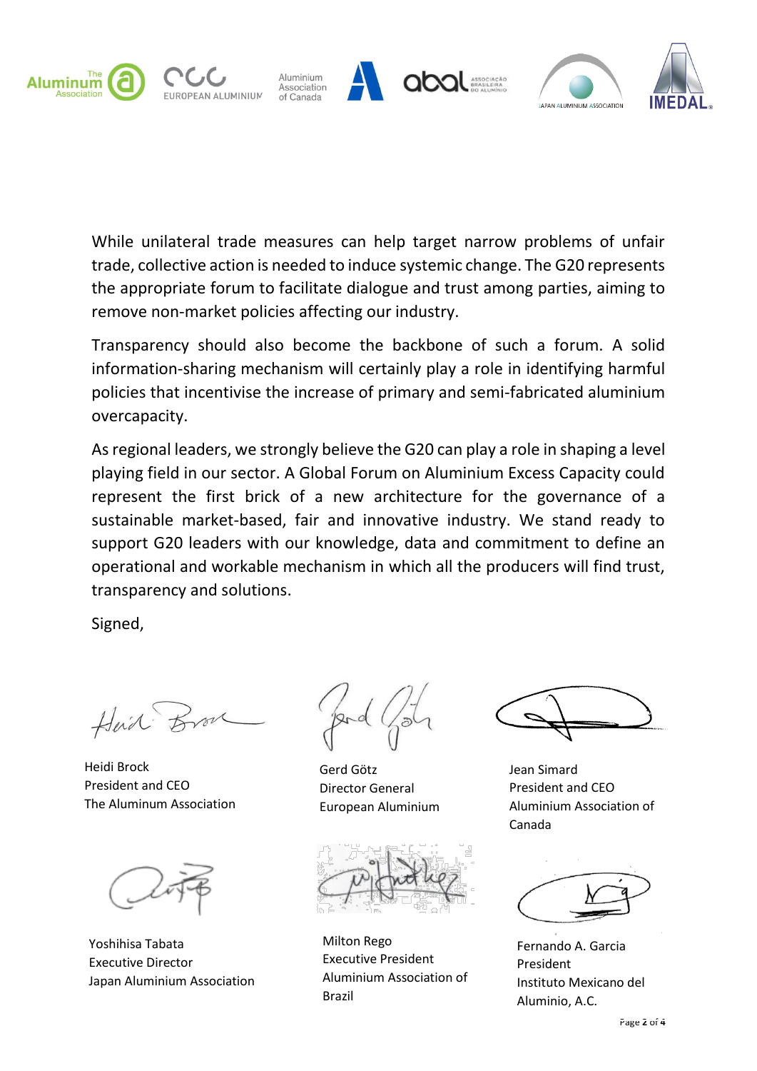While unilateral trade measures can help target narrow problems of unfair trade, collective action is needed to induce systemic change. The G20 represents the appropriate forum to facilitate dialogue and trust among parties, aiming to remove non-market policies affecting our industry.

Transparency should also become the backbone of such a forum. A solid information-sharing mechanism will certainly play a role in identifying harmful policies that incentivise the increase of primary and semi-fabricated aluminium overcapacity.

As regional leaders, we strongly believe the G20 can play a role in shaping a level playing field in our sector. A Global Forum on Aluminium Excess Capacity could represent the first brick of a new architecture for the governance of a sustainable market-based, fair and innovative industry. We stand ready to support G20 leaders with our knowledge, data and commitment to define an operational and workable mechanism in which all the producers will find trust, transparency and solutions.

Signed,

Heidi Brock
President and CEO
The Aluminum Association

Gerd Götz
Director General
European Aluminium

Jean Simard
President and CEO
Aluminium Association of Canada

Yoshihisa Tabata
Executive Director
Japan Aluminium Association

Milton Rego
Executive President
Aluminium Association of Brazil

Fernando A. Garcia
President
Instituto Mexicano del Aluminio, A.C.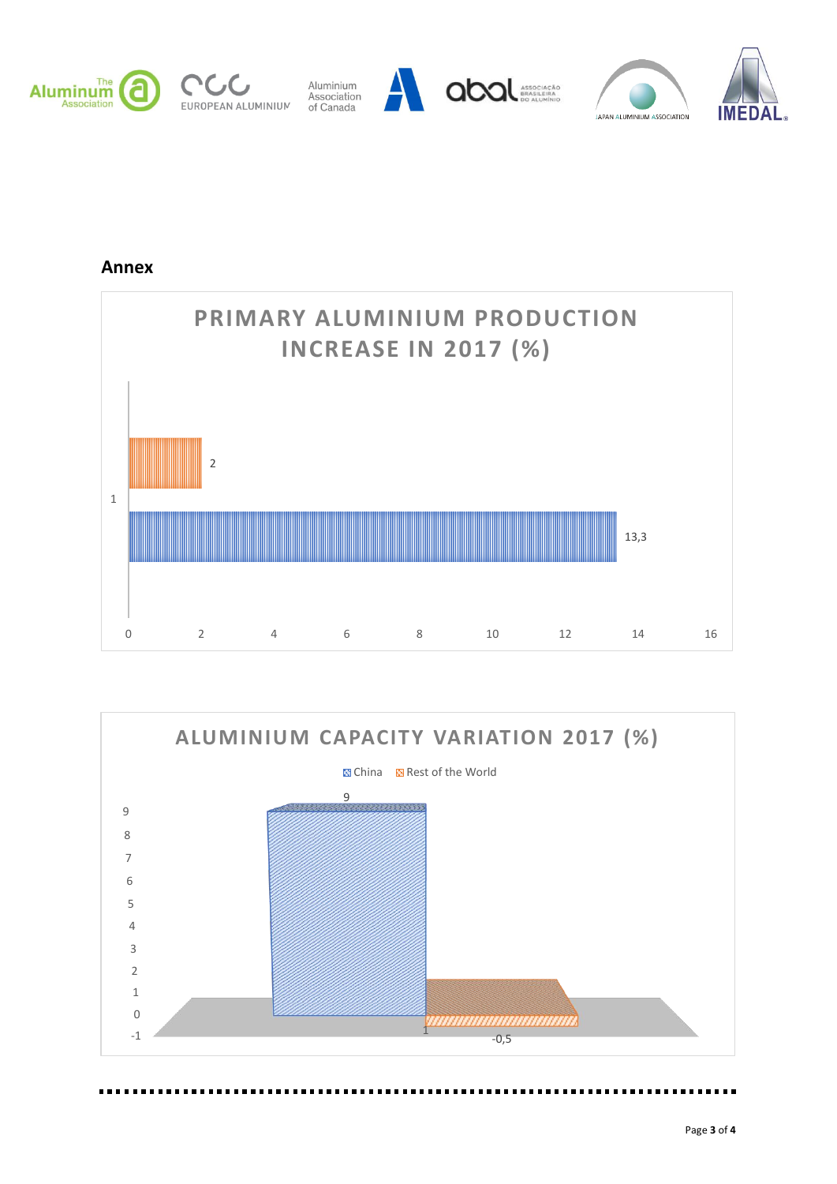## Annex

**PRIMARY ALUMINIUM PRODUCTION INCREASE IN 2017 (%)**

| | Value |
|---|---|
| Rest of the World | 2 |
| China | 13,3 |

**ALUMINIUM CAPACITY VARIATION 2017 (%)**

| | China | Rest of the World |
|---|---|---|
| 1 | 9 | -0,5 |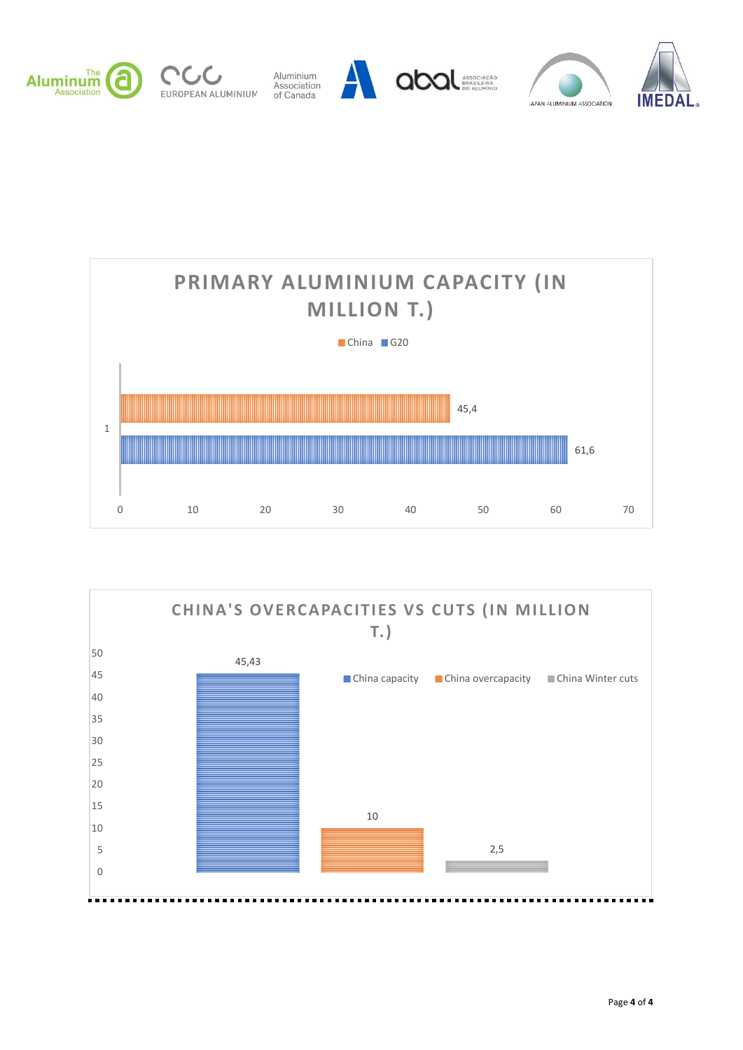PRIMARY ALUMINIUM CAPACITY (IN MILLION T.)

China G20

1

45,4

61,6

0 10 20 30 40 50 60 70

CHINA'S OVERCAPACITIES VS CUTS (IN MILLION T.)

China capacity China overcapacity China Winter cuts

50 45 40 35 30 25 20 15 10 5 0

45,43

10

2,5